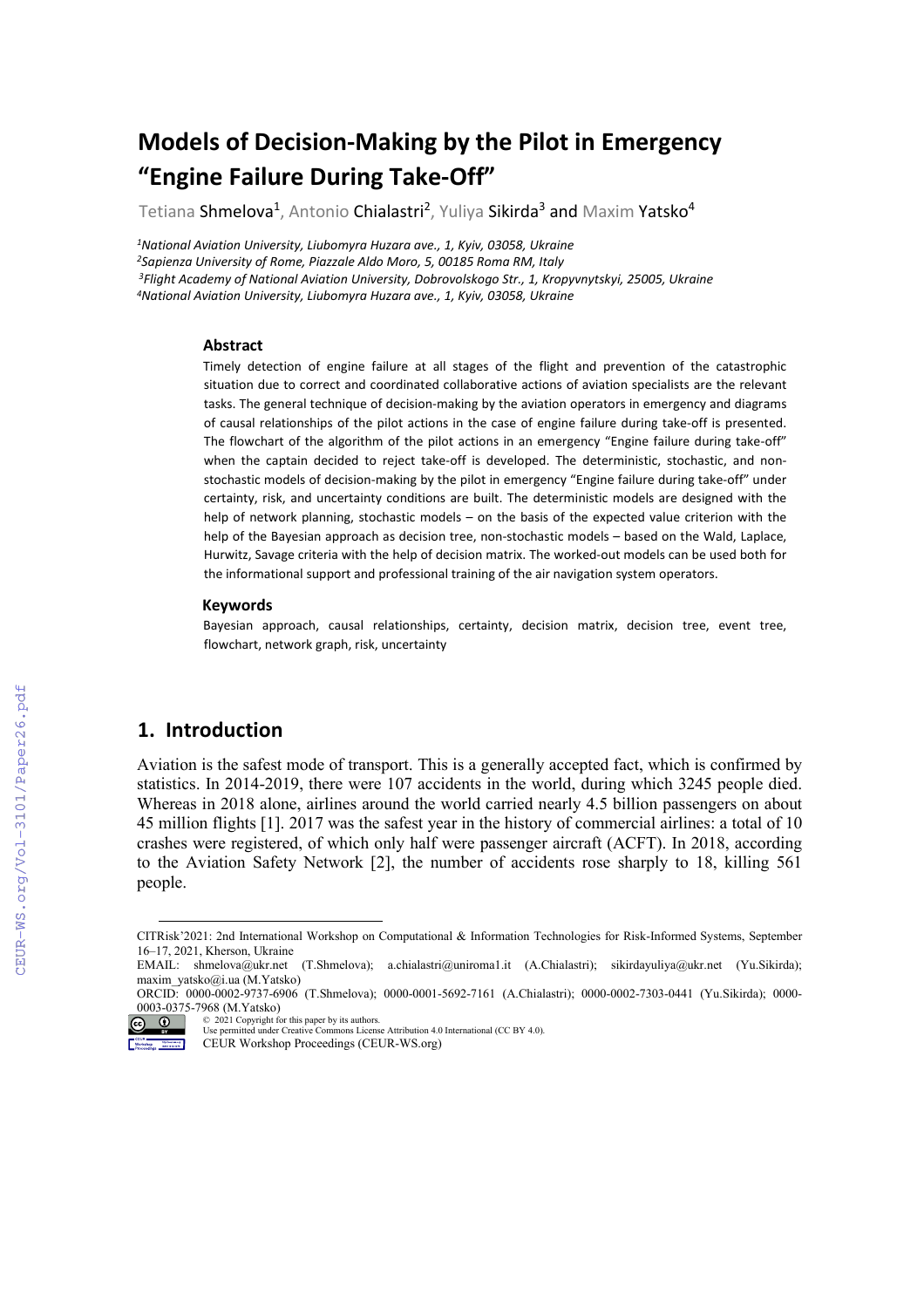# Models of Decision-Making by the Pilot in Emergency "Engine Failure During Take-Off"

Tetiana Shmelova[1], Antonio Chialastri[2], Yuliya Sikirda[3] and Maxim Yatsko[4]

[1]*National Aviation University, Liubomyra Huzara ave., 1, Kyiv, 03058, Ukraine*
[2]*Sapienza University of Rome, Piazzale Aldo Moro, 5, 00185 Roma RM, Italy*
[3]*Flight Academy of National Aviation University, Dobrovolskogo Str., 1, Kropyvnytskyi, 25005, Ukraine*
[4]*National Aviation University, Liubomyra Huzara ave., 1, Kyiv, 03058, Ukraine*

### Abstract

Timely detection of engine failure at all stages of the flight and prevention of the catastrophic situation due to correct and coordinated collaborative actions of aviation specialists are the relevant tasks. The general technique of decision-making by the aviation operators in emergency and diagrams of causal relationships of the pilot actions in the case of engine failure during take-off is presented. The flowchart of the algorithm of the pilot actions in an emergency "Engine failure during take-off" when the captain decided to reject take-off is developed. The deterministic, stochastic, and non-stochastic models of decision-making by the pilot in emergency "Engine failure during take-off" under certainty, risk, and uncertainty conditions are built. The deterministic models are designed with the help of network planning, stochastic models – on the basis of the expected value criterion with the help of the Bayesian approach as decision tree, non-stochastic models – based on the Wald, Laplace, Hurwitz, Savage criteria with the help of decision matrix. The worked-out models can be used both for the informational support and professional training of the air navigation system operators.

### Keywords

Bayesian approach, causal relationships, certainty, decision matrix, decision tree, event tree, flowchart, network graph, risk, uncertainty

## 1. Introduction

Aviation is the safest mode of transport. This is a generally accepted fact, which is confirmed by statistics. In 2014-2019, there were 107 accidents in the world, during which 3245 people died. Whereas in 2018 alone, airlines around the world carried nearly 4.5 billion passengers on about 45 million flights [1]. 2017 was the safest year in the history of commercial airlines: a total of 10 crashes were registered, of which only half were passenger aircraft (ACFT). In 2018, according to the Aviation Safety Network [2], the number of accidents rose sharply to 18, killing 561 people.

---

CITRisk'2021: 2nd International Workshop on Computational & Information Technologies for Risk-Informed Systems, September 16–17, 2021, Kherson, Ukraine
EMAIL: shmelova@ukr.net (T.Shmelova); a.chialastri@uniroma1.it (A.Chialastri); sikirdayuliya@ukr.net (Yu.Sikirda); maxim_yatsko@i.ua (M.Yatsko)
ORCID: 0000-0002-9737-6906 (T.Shmelova); 0000-0001-5692-7161 (A.Chialastri); 0000-0002-7303-0441 (Yu.Sikirda); 0000-0003-0375-7968 (M.Yatsko)
© 2021 Copyright for this paper by its authors.
Use permitted under Creative Commons License Attribution 4.0 International (CC BY 4.0).
CEUR Workshop Proceedings (CEUR-WS.org)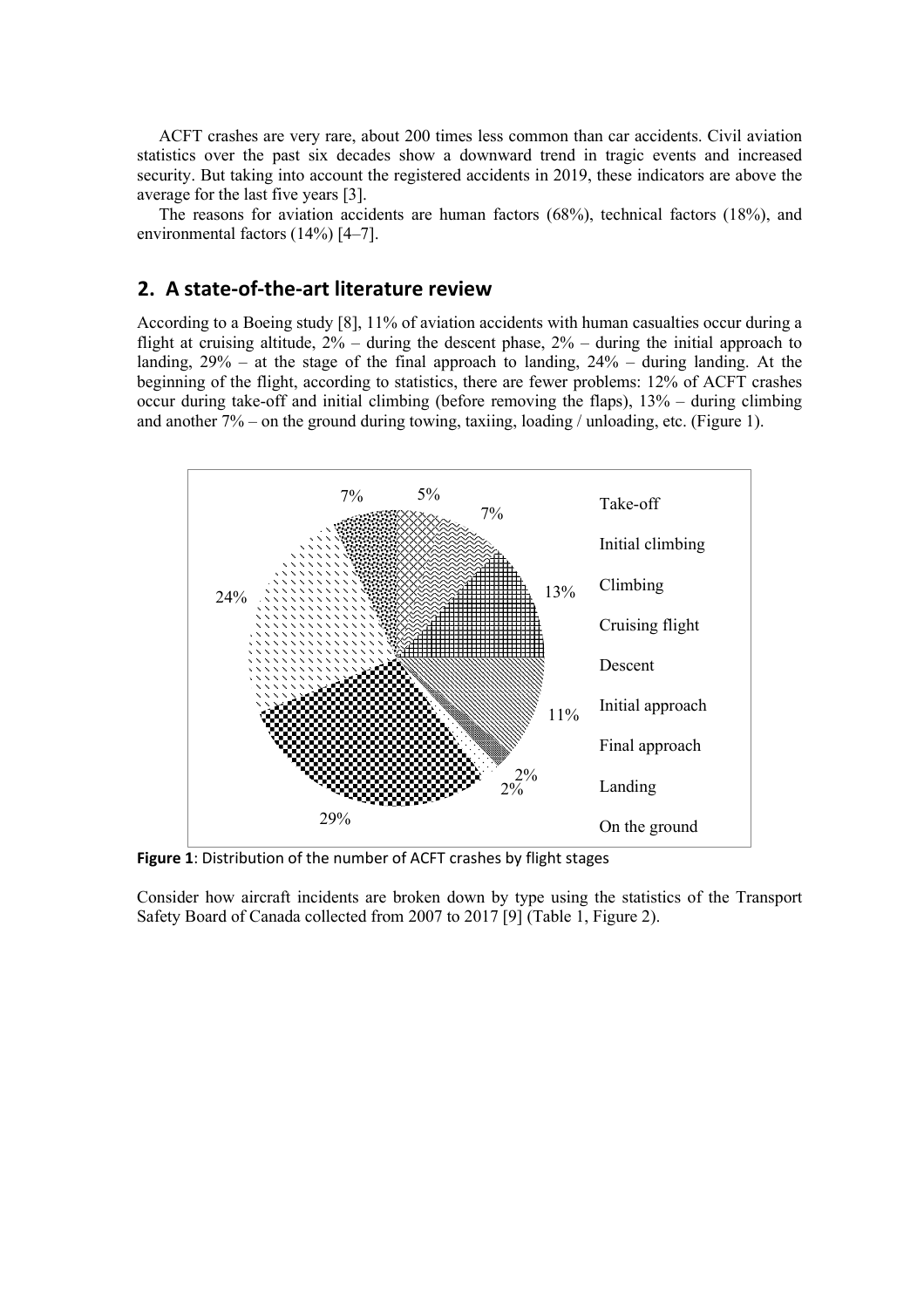ACFT crashes are very rare, about 200 times less common than car accidents. Civil aviation statistics over the past six decades show a downward trend in tragic events and increased security. But taking into account the registered accidents in 2019, these indicators are above the average for the last five years [3].

The reasons for aviation accidents are human factors (68%), technical factors (18%), and environmental factors (14%) [4–7].

## 2. A state-of-the-art literature review

According to a Boeing study [8], 11% of aviation accidents with human casualties occur during a flight at cruising altitude, 2% – during the descent phase, 2% – during the initial approach to landing, 29% – at the stage of the final approach to landing, 24% – during landing. At the beginning of the flight, according to statistics, there are fewer problems: 12% of ACFT crashes occur during take-off and initial climbing (before removing the flaps), 13% – during climbing and another 7% – on the ground during towing, taxiing, loading / unloading, etc. (Figure 1).

**Figure 1**: Distribution of the number of ACFT crashes by flight stages

Consider how aircraft incidents are broken down by type using the statistics of the Transport Safety Board of Canada collected from 2007 to 2017 [9] (Table 1, Figure 2).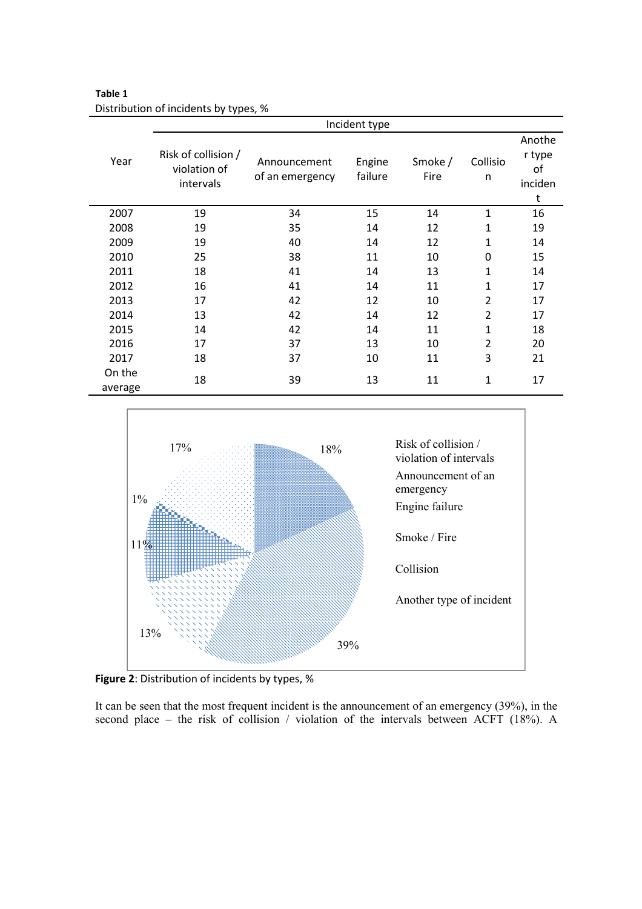**Table 1**
Distribution of incidents by types, %

| Year | Incident type | | | | | |
|---|---|---|---|---|---|---|
| | Risk of collision / violation of intervals | Announcement of an emergency | Engine failure | Smoke / Fire | Collision | Another type of incident |
| 2007 | 19 | 34 | 15 | 14 | 1 | 16 |
| 2008 | 19 | 35 | 14 | 12 | 1 | 19 |
| 2009 | 19 | 40 | 14 | 12 | 1 | 14 |
| 2010 | 25 | 38 | 11 | 10 | 0 | 15 |
| 2011 | 18 | 41 | 14 | 13 | 1 | 14 |
| 2012 | 16 | 41 | 14 | 11 | 1 | 17 |
| 2013 | 17 | 42 | 12 | 10 | 2 | 17 |
| 2014 | 13 | 42 | 14 | 12 | 2 | 17 |
| 2015 | 14 | 42 | 14 | 11 | 1 | 18 |
| 2016 | 17 | 37 | 13 | 10 | 2 | 20 |
| 2017 | 18 | 37 | 10 | 11 | 3 | 21 |
| On the average | 18 | 39 | 13 | 11 | 1 | 17 |

**Figure 2**: Distribution of incidents by types, %

It can be seen that the most frequent incident is the announcement of an emergency (39%), in the second place – the risk of collision / violation of the intervals between ACFT (18%). A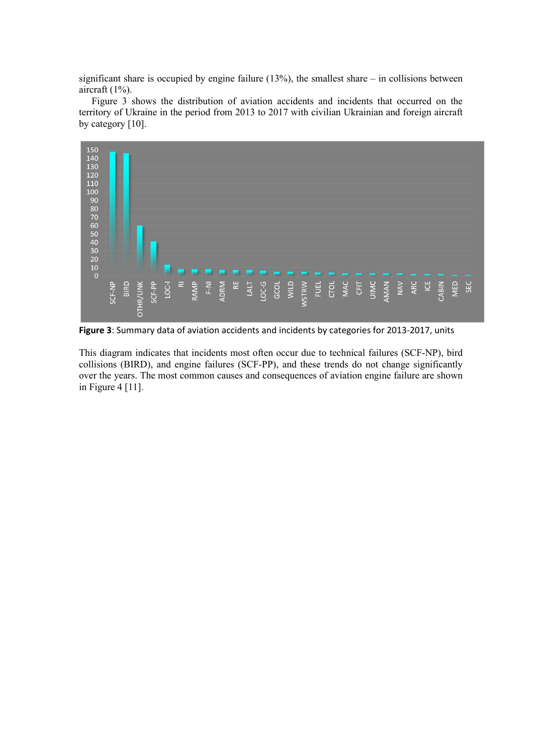significant share is occupied by engine failure (13%), the smallest share – in collisions between aircraft (1%).

Figure 3 shows the distribution of aviation accidents and incidents that occurred on the territory of Ukraine in the period from 2013 to 2017 with civilian Ukrainian and foreign aircraft by category [10].

**Figure 3**: Summary data of aviation accidents and incidents by categories for 2013-2017, units

This diagram indicates that incidents most often occur due to technical failures (SCF-NP), bird collisions (BIRD), and engine failures (SCF-PP), and these trends do not change significantly over the years. The most common causes and consequences of aviation engine failure are shown in Figure 4 [11].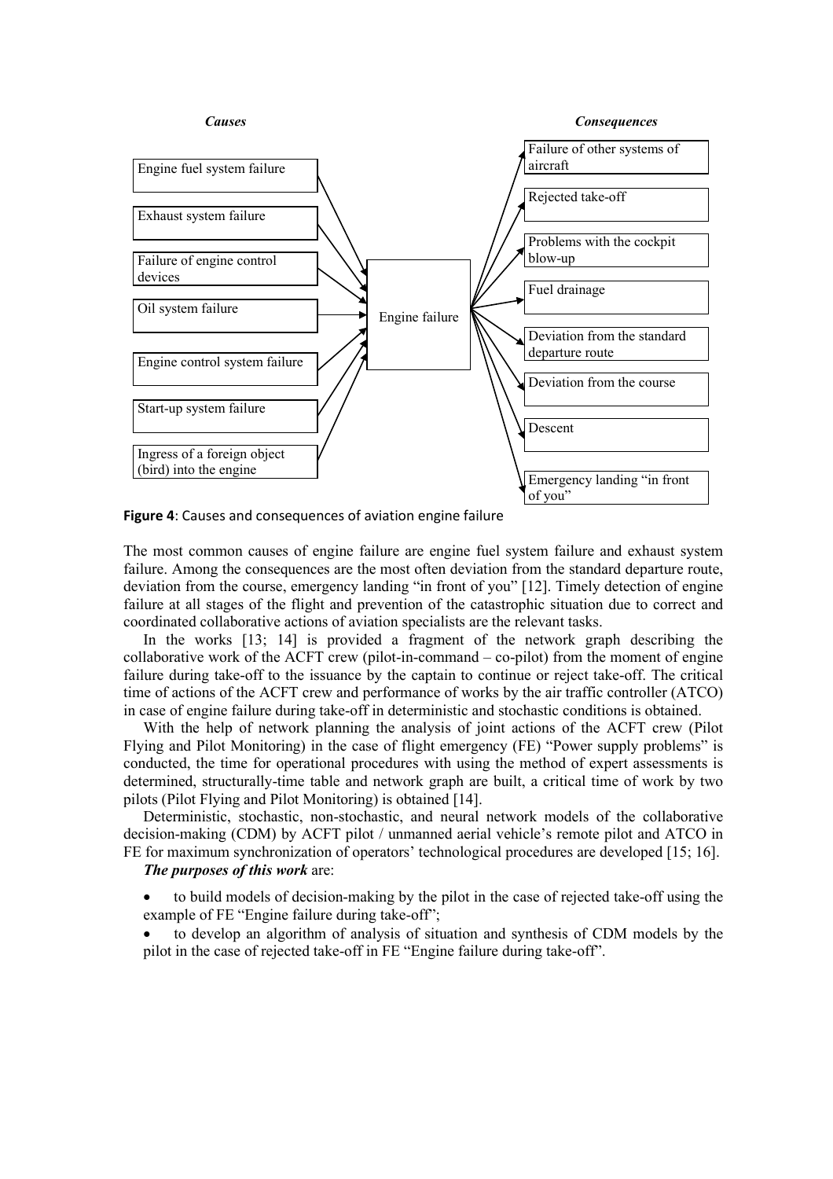***Causes***

- Engine fuel system failure
- Exhaust system failure
- Failure of engine control devices
- Oil system failure
- Engine control system failure
- Start-up system failure
- Ingress of a foreign object (bird) into the engine

→ Engine failure →

***Consequences***

- Failure of other systems of aircraft
- Rejected take-off
- Problems with the cockpit blow-up
- Fuel drainage
- Deviation from the standard departure route
- Deviation from the course
- Descent
- Emergency landing "in front of you"

**Figure 4**: Causes and consequences of aviation engine failure

The most common causes of engine failure are engine fuel system failure and exhaust system failure. Among the consequences are the most often deviation from the standard departure route, deviation from the course, emergency landing "in front of you" [12]. Timely detection of engine failure at all stages of the flight and prevention of the catastrophic situation due to correct and coordinated collaborative actions of aviation specialists are the relevant tasks.

In the works [13; 14] is provided a fragment of the network graph describing the collaborative work of the ACFT crew (pilot-in-command – co-pilot) from the moment of engine failure during take-off to the issuance by the captain to continue or reject take-off. The critical time of actions of the ACFT crew and performance of works by the air traffic controller (ATCO) in case of engine failure during take-off in deterministic and stochastic conditions is obtained.

With the help of network planning the analysis of joint actions of the ACFT crew (Pilot Flying and Pilot Monitoring) in the case of flight emergency (FE) "Power supply problems" is conducted, the time for operational procedures with using the method of expert assessments is determined, structurally-time table and network graph are built, a critical time of work by two pilots (Pilot Flying and Pilot Monitoring) is obtained [14].

Deterministic, stochastic, non-stochastic, and neural network models of the collaborative decision-making (CDM) by ACFT pilot / unmanned aerial vehicle's remote pilot and ATCO in FE for maximum synchronization of operators' technological procedures are developed [15; 16].

***The purposes of this work*** are:

- to build models of decision-making by the pilot in the case of rejected take-off using the example of FE "Engine failure during take-off";
- to develop an algorithm of analysis of situation and synthesis of CDM models by the pilot in the case of rejected take-off in FE "Engine failure during take-off".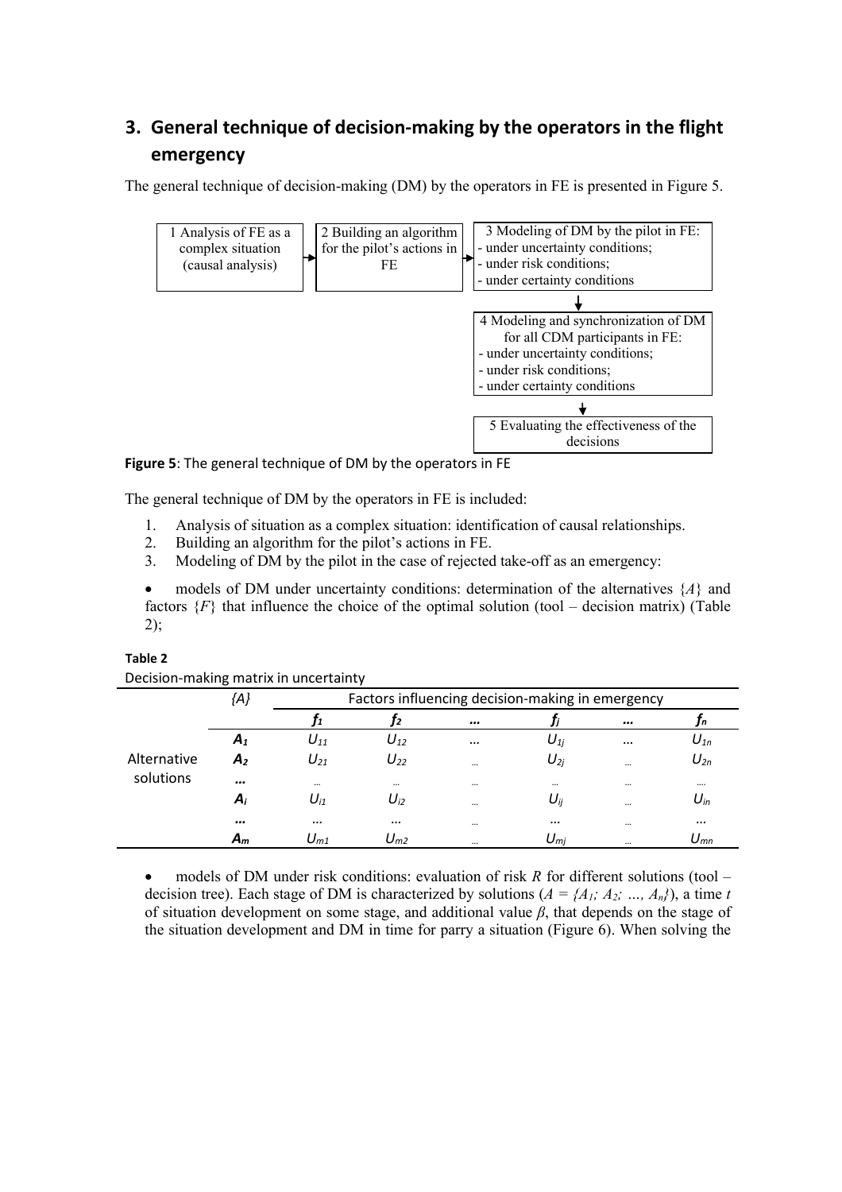## 3. General technique of decision-making by the operators in the flight emergency

The general technique of decision-making (DM) by the operators in FE is presented in Figure 5.

1 Analysis of FE as a complex situation (causal analysis) → 2 Building an algorithm for the pilot's actions in FE → 3 Modeling of DM by the pilot in FE:
- under uncertainty conditions;
- under risk conditions;
- under certainty conditions

↓

4 Modeling and synchronization of DM for all CDM participants in FE:
- under uncertainty conditions;
- under risk conditions;
- under certainty conditions

↓

5 Evaluating the effectiveness of the decisions

**Figure 5**: The general technique of DM by the operators in FE

The general technique of DM by the operators in FE is included:

1. Analysis of situation as a complex situation: identification of causal relationships.
2. Building an algorithm for the pilot's actions in FE.
3. Modeling of DM by the pilot in the case of rejected take-off as an emergency:

- models of DM under uncertainty conditions: determination of the alternatives $\{A\}$ and factors $\{F\}$ that influence the choice of the optimal solution (tool – decision matrix) (Table 2);

**Table 2**

Decision-making matrix in uncertainty

| | {A} | Factors influencing decision-making in emergency | | | | | |
|---|---|---|---|---|---|---|---|
| | | $f_1$ | $f_2$ | … | $f_j$ | … | $f_n$ |
| Alternative solutions | $A_1$ | $U_{11}$ | $U_{12}$ | … | $U_{1j}$ | … | $U_{1n}$ |
| | $A_2$ | $U_{21}$ | $U_{22}$ | … | $U_{2j}$ | … | $U_{2n}$ |
| | … | … | … | … | … | … | … |
| | $A_i$ | $U_{i1}$ | $U_{i2}$ | … | $U_{ij}$ | … | $U_{in}$ |
| | … | … | … | … | … | … | … |
| | $A_m$ | $U_{m1}$ | $U_{m2}$ | … | $U_{mj}$ | … | $U_{mn}$ |

- models of DM under risk conditions: evaluation of risk $R$ for different solutions (tool – decision tree). Each stage of DM is characterized by solutions ($A = \{A_1; A_2; \ldots, A_n\}$), a time $t$ of situation development on some stage, and additional value $\beta$, that depends on the stage of the situation development and DM in time for parry a situation (Figure 6). When solving the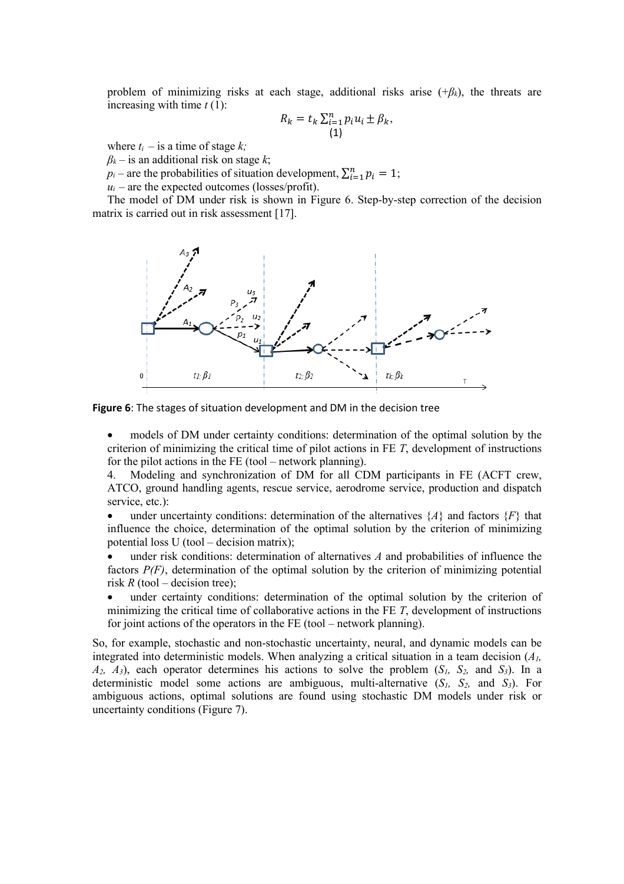problem of minimizing risks at each stage, additional risks arise ($+\beta_k$), the threats are increasing with time $t$ (1):

$$R_k = t_k \sum_{i=1}^{n} p_i u_i \pm \beta_k, \tag{1}$$

where $t_i$ – is a time of stage $k$;

$\beta_k$ – is an additional risk on stage $k$;

$p_i$ – are the probabilities of situation development, $\sum_{i=1}^{n} p_i = 1$;

$u_i$ – are the expected outcomes (losses/profit).

The model of DM under risk is shown in Figure 6. Step-by-step correction of the decision matrix is carried out in risk assessment [17].

**Figure 6**: The stages of situation development and DM in the decision tree

- models of DM under certainty conditions: determination of the optimal solution by the criterion of minimizing the critical time of pilot actions in FE $T$, development of instructions for the pilot actions in the FE (tool – network planning).

4. Modeling and synchronization of DM for all CDM participants in FE (ACFT crew, ATCO, ground handling agents, rescue service, aerodrome service, production and dispatch service, etc.):

- under uncertainty conditions: determination of the alternatives $\{A\}$ and factors $\{F\}$ that influence the choice, determination of the optimal solution by the criterion of minimizing potential loss U (tool – decision matrix);
- under risk conditions: determination of alternatives $A$ and probabilities of influence the factors $P(F)$, determination of the optimal solution by the criterion of minimizing potential risk $R$ (tool – decision tree);
- under certainty conditions: determination of the optimal solution by the criterion of minimizing the critical time of collaborative actions in the FE $T$, development of instructions for joint actions of the operators in the FE (tool – network planning).

So, for example, stochastic and non-stochastic uncertainty, neural, and dynamic models can be integrated into deterministic models. When analyzing a critical situation in a team decision ($A_1$, $A_2$, $A_3$), each operator determines his actions to solve the problem ($S_1$, $S_2$, and $S_3$). In a deterministic model some actions are ambiguous, multi-alternative ($S_1$, $S_2$, and $S_3$). For ambiguous actions, optimal solutions are found using stochastic DM models under risk or uncertainty conditions (Figure 7).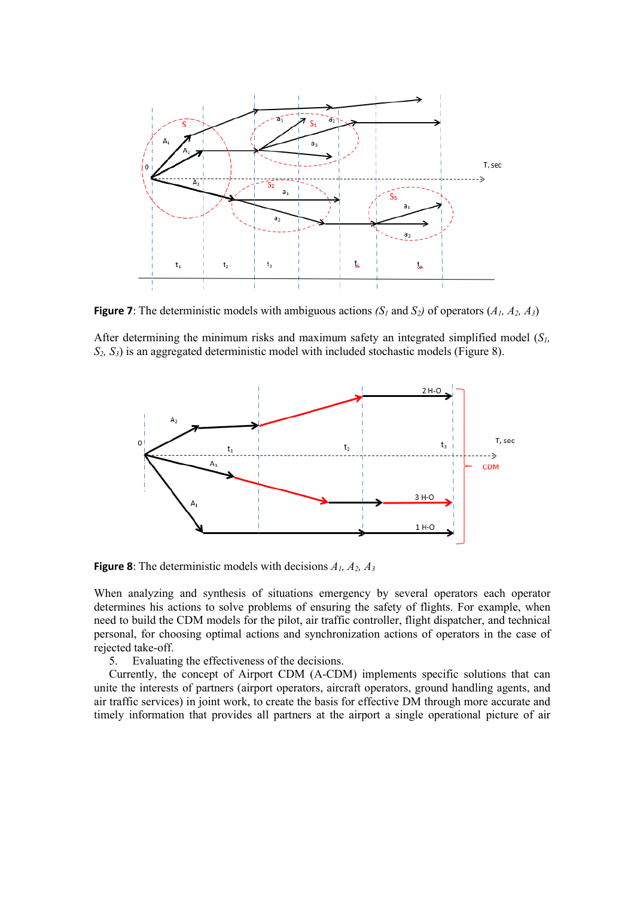**Figure 7**: The deterministic models with ambiguous actions *($S_1$ and $S_2$)* of operators ($A_1$, $A_2$, $A_3$)

After determining the minimum risks and maximum safety an integrated simplified model ($S_1$, $S_2$, $S_3$) is an aggregated deterministic model with included stochastic models (Figure 8).

**Figure 8**: The deterministic models with decisions $A_1$, $A_2$, $A_3$

When analyzing and synthesis of situations emergency by several operators each operator determines his actions to solve problems of ensuring the safety of flights. For example, when need to build the CDM models for the pilot, air traffic controller, flight dispatcher, and technical personal, for choosing optimal actions and synchronization actions of operators in the case of rejected take-off.

5. Evaluating the effectiveness of the decisions.

Currently, the concept of Airport CDM (A-CDM) implements specific solutions that can unite the interests of partners (airport operators, aircraft operators, ground handling agents, and air traffic services) in joint work, to create the basis for effective DM through more accurate and timely information that provides all partners at the airport a single operational picture of air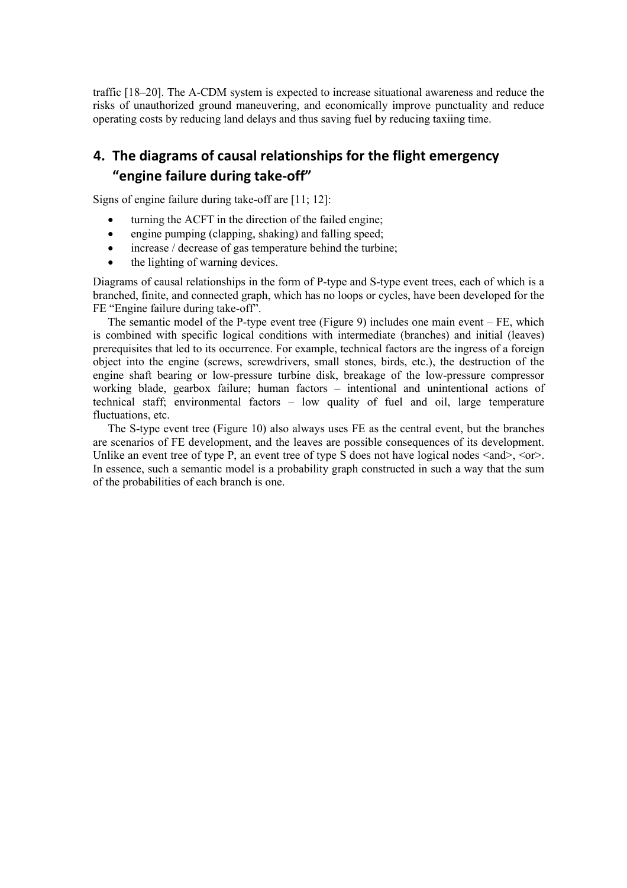traffic [18–20]. The A-CDM system is expected to increase situational awareness and reduce the risks of unauthorized ground maneuvering, and economically improve punctuality and reduce operating costs by reducing land delays and thus saving fuel by reducing taxiing time.

## 4. The diagrams of causal relationships for the flight emergency "engine failure during take-off"

Signs of engine failure during take-off are [11; 12]:

- turning the ACFT in the direction of the failed engine;
- engine pumping (clapping, shaking) and falling speed;
- increase / decrease of gas temperature behind the turbine;
- the lighting of warning devices.

Diagrams of causal relationships in the form of P-type and S-type event trees, each of which is a branched, finite, and connected graph, which has no loops or cycles, have been developed for the FE "Engine failure during take-off".

The semantic model of the P-type event tree (Figure 9) includes one main event – FE, which is combined with specific logical conditions with intermediate (branches) and initial (leaves) prerequisites that led to its occurrence. For example, technical factors are the ingress of a foreign object into the engine (screws, screwdrivers, small stones, birds, etc.), the destruction of the engine shaft bearing or low-pressure turbine disk, breakage of the low-pressure compressor working blade, gearbox failure; human factors – intentional and unintentional actions of technical staff; environmental factors – low quality of fuel and oil, large temperature fluctuations, etc.

The S-type event tree (Figure 10) also always uses FE as the central event, but the branches are scenarios of FE development, and the leaves are possible consequences of its development. Unlike an event tree of type P, an event tree of type S does not have logical nodes <and>, <or>. In essence, such a semantic model is a probability graph constructed in such a way that the sum of the probabilities of each branch is one.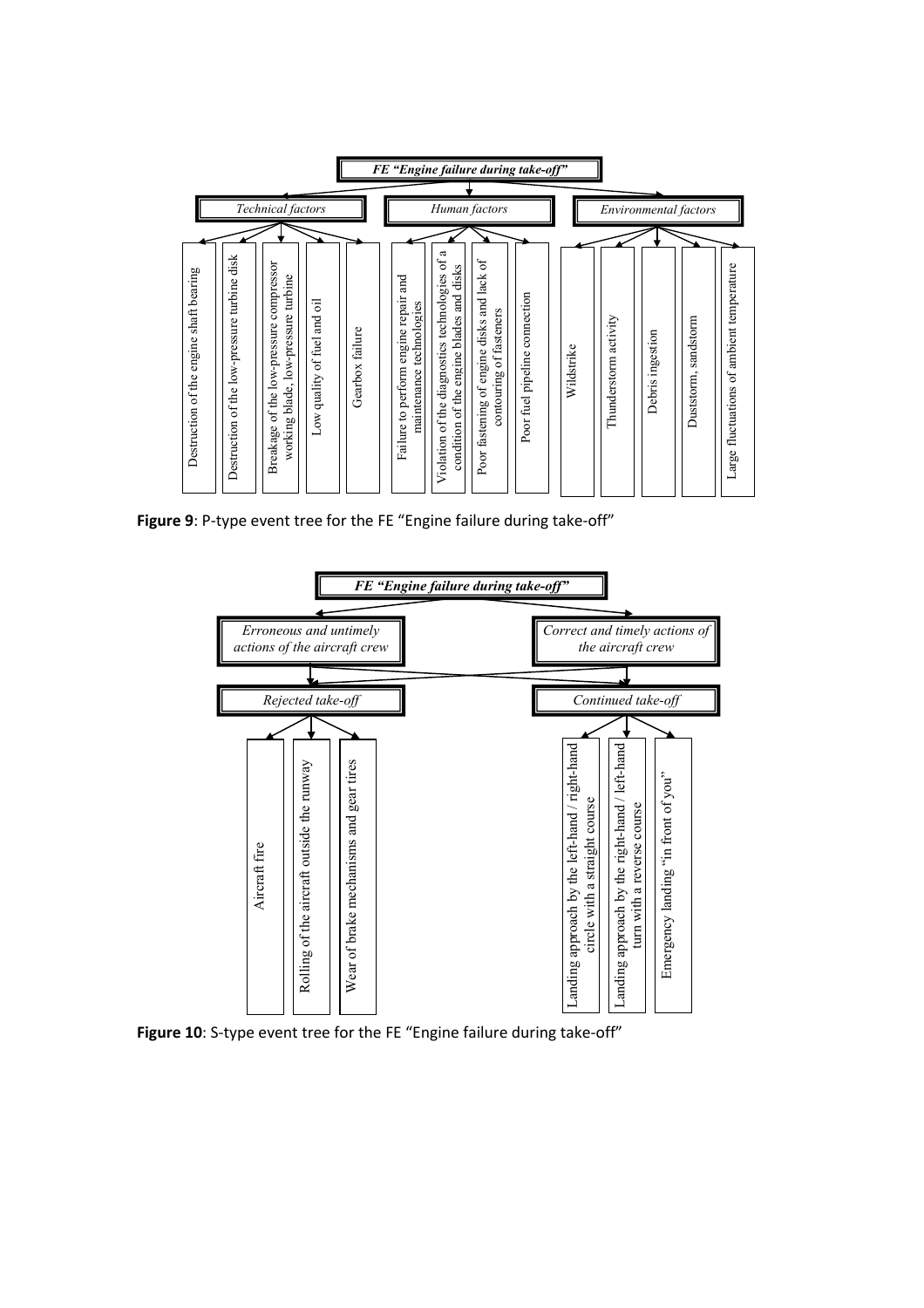**FE "Engine failure during take-off"**

- *Technical factors*
  - Destruction of the engine shaft bearing
  - Destruction of the low-pressure turbine disk
  - Breakage of the low-pressure compressor working blade, low-pressure turbine
  - Low quality of fuel and oil
  - Gearbox failure
- *Human factors*
  - Failure to perform engine repair and maintenance technologies
  - Violation of the diagnostics technologies of a condition of the engine blades and disks
  - Poor fastening of engine disks and lack of contouring of fasteners
  - Poor fuel pipeline connection
- *Environmental factors*
  - Wildstrike
  - Thunderstorm activity
  - Debris ingestion
  - Duststorm, sandstorm
  - Large fluctuations of ambient temperature

**Figure 9**: P-type event tree for the FE "Engine failure during take-off"

**FE "Engine failure during take-off"**

- *Erroneous and untimely actions of the aircraft crew*
- *Correct and timely actions of the aircraft crew*

- *Rejected take-off*
  - Aircraft fire
  - Rolling of the aircraft outside the runway
  - Wear of brake mechanisms and gear tires
- *Continued take-off*
  - Landing approach by the left-hand / right-hand circle with a straight course
  - Landing approach by the right-hand / left-hand turn with a reverse course
  - Emergency landing "in front of you"

**Figure 10**: S-type event tree for the FE "Engine failure during take-off"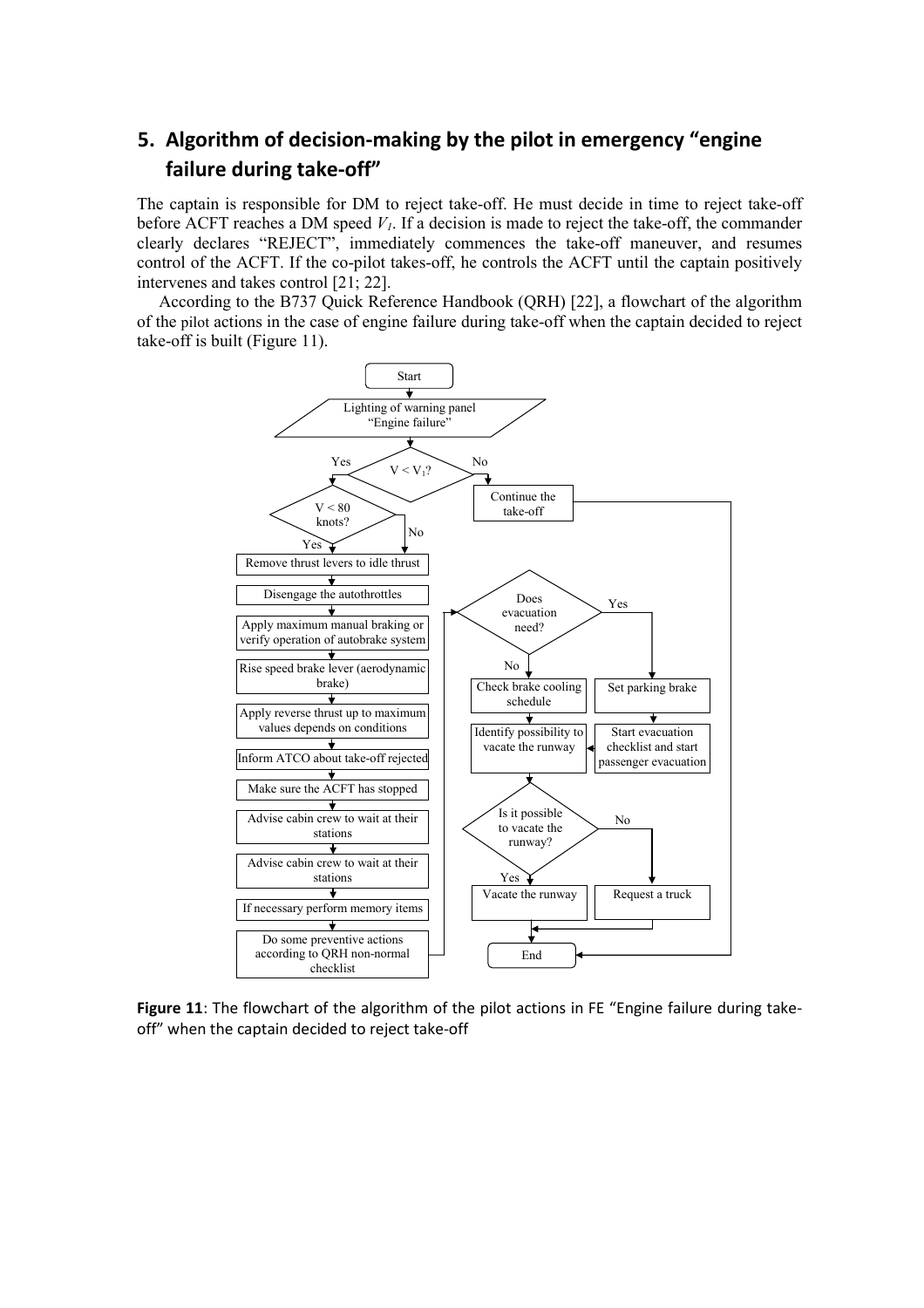## 5. Algorithm of decision-making by the pilot in emergency "engine failure during take-off"

The captain is responsible for DM to reject take-off. He must decide in time to reject take-off before ACFT reaches a DM speed $V_1$. If a decision is made to reject the take-off, the commander clearly declares "REJECT", immediately commences the take-off maneuver, and resumes control of the ACFT. If the co-pilot takes-off, he controls the ACFT until the captain positively intervenes and takes control [21; 22].

According to the B737 Quick Reference Handbook (QRH) [22], a flowchart of the algorithm of the pilot actions in the case of engine failure during take-off when the captain decided to reject take-off is built (Figure 11).

Start

Lighting of warning panel "Engine failure"

$V < V_1$?

- No → Continue the take-off → End
- Yes → $V < 80$ knots?

Yes / No:

- Remove thrust levers to idle thrust
- Disengage the autothrottles
- Apply maximum manual braking or verify operation of autobrake system
- Rise speed brake lever (aerodynamic brake)
- Apply reverse thrust up to maximum values depends on conditions
- Inform ATCO about take-off rejected
- Make sure the ACFT has stopped
- Advise cabin crew to wait at their stations
- Advise cabin crew to wait at their stations
- If necessary perform memory items
- Do some preventive actions according to QRH non-normal checklist

Does evacuation need?

- Yes → Set parking brake → Start evacuation checklist and start passenger evacuation → Identify possibility to vacate the runway
- No → Check brake cooling schedule → Identify possibility to vacate the runway

Is it possible to vacate the runway?

- Yes → Vacate the runway → End
- No → Request a truck → End

**Figure 11**: The flowchart of the algorithm of the pilot actions in FE "Engine failure during take-off" when the captain decided to reject take-off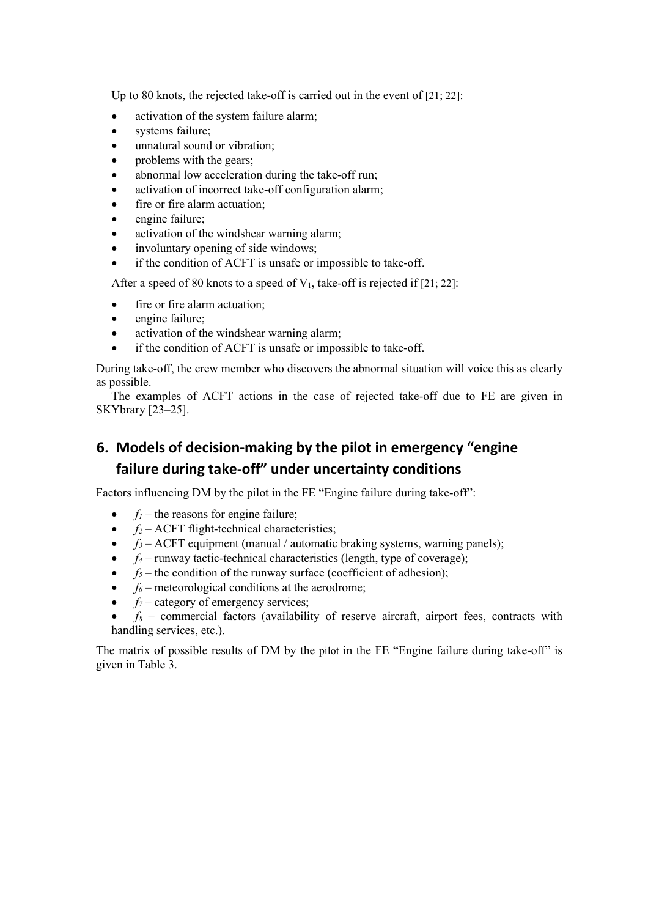Up to 80 knots, the rejected take-off is carried out in the event of [21; 22]:

- activation of the system failure alarm;
- systems failure;
- unnatural sound or vibration;
- problems with the gears;
- abnormal low acceleration during the take-off run;
- activation of incorrect take-off configuration alarm;
- fire or fire alarm actuation;
- engine failure;
- activation of the windshear warning alarm;
- involuntary opening of side windows;
- if the condition of ACFT is unsafe or impossible to take-off.

After a speed of 80 knots to a speed of $V_1$, take-off is rejected if [21; 22]:

- fire or fire alarm actuation;
- engine failure;
- activation of the windshear warning alarm;
- if the condition of ACFT is unsafe or impossible to take-off.

During take-off, the crew member who discovers the abnormal situation will voice this as clearly as possible.

The examples of ACFT actions in the case of rejected take-off due to FE are given in SKYbrary [23–25].

## 6. Models of decision-making by the pilot in emergency "engine failure during take-off" under uncertainty conditions

Factors influencing DM by the pilot in the FE "Engine failure during take-off":

- $f_1$ – the reasons for engine failure;
- $f_2$ – ACFT flight-technical characteristics;
- $f_3$ – ACFT equipment (manual / automatic braking systems, warning panels);
- $f_4$ – runway tactic-technical characteristics (length, type of coverage);
- $f_5$ – the condition of the runway surface (coefficient of adhesion);
- $f_6$ – meteorological conditions at the aerodrome;
- $f_7$ – category of emergency services;
- $f_8$ – commercial factors (availability of reserve aircraft, airport fees, contracts with handling services, etc.).

The matrix of possible results of DM by the pilot in the FE "Engine failure during take-off" is given in Table 3.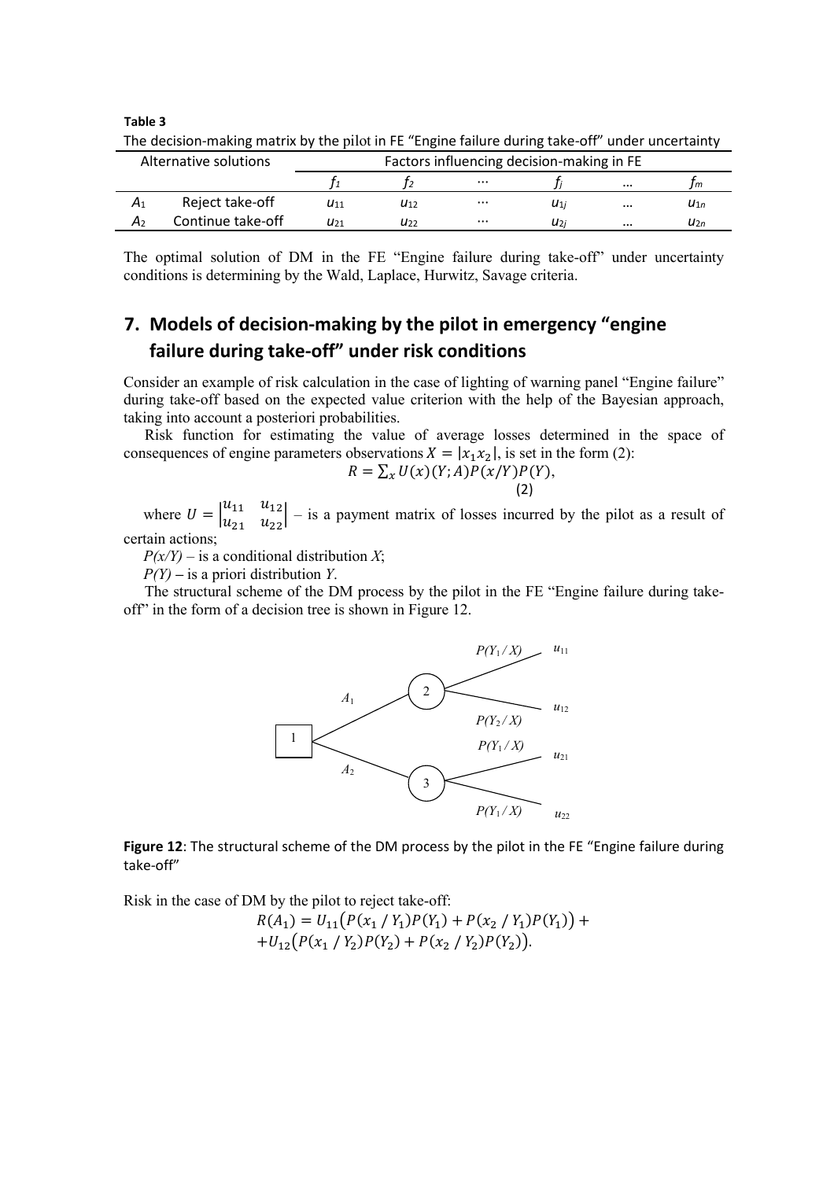**Table 3**

The decision-making matrix by the pilot in FE "Engine failure during take-off" under uncertainty

| Alternative solutions | | Factors influencing decision-making in FE | | | | | |
|---|---|---|---|---|---|---|---|
| | | $f_1$ | $f_2$ | … | $f_j$ | … | $f_m$ |
| $A_1$ | Reject take-off | $u_{11}$ | $u_{12}$ | … | $u_{1j}$ | … | $u_{1n}$ |
| $A_2$ | Continue take-off | $u_{21}$ | $u_{22}$ | … | $u_{2j}$ | … | $u_{2n}$ |

The optimal solution of DM in the FE "Engine failure during take-off" under uncertainty conditions is determining by the Wald, Laplace, Hurwitz, Savage criteria.

## 7. Models of decision-making by the pilot in emergency "engine failure during take-off" under risk conditions

Consider an example of risk calculation in the case of lighting of warning panel "Engine failure" during take-off based on the expected value criterion with the help of the Bayesian approach, taking into account a posteriori probabilities.

Risk function for estimating the value of average losses determined in the space of consequences of engine parameters observations $X = |x_1 x_2|$, is set in the form (2):

$$R = \sum_x U(x)(Y; A)P(x/Y)P(Y), \quad (2)$$

where $U = \begin{vmatrix} u_{11} & u_{12} \\ u_{21} & u_{22} \end{vmatrix}$ – is a payment matrix of losses incurred by the pilot as a result of certain actions;

$P(x/Y)$ – is a conditional distribution $X$;

$P(Y)$ – is a priori distribution $Y$.

The structural scheme of the DM process by the pilot in the FE "Engine failure during take-off" in the form of a decision tree is shown in Figure 12.

**Figure 12**: The structural scheme of the DM process by the pilot in the FE "Engine failure during take-off"

Risk in the case of DM by the pilot to reject take-off:

$$R(A_1) = U_{11}\big(P(x_1 / Y_1)P(Y_1) + P(x_2 / Y_1)P(Y_1)\big) +$$
$$+U_{12}\big(P(x_1 / Y_2)P(Y_2) + P(x_2 / Y_2)P(Y_2)\big).$$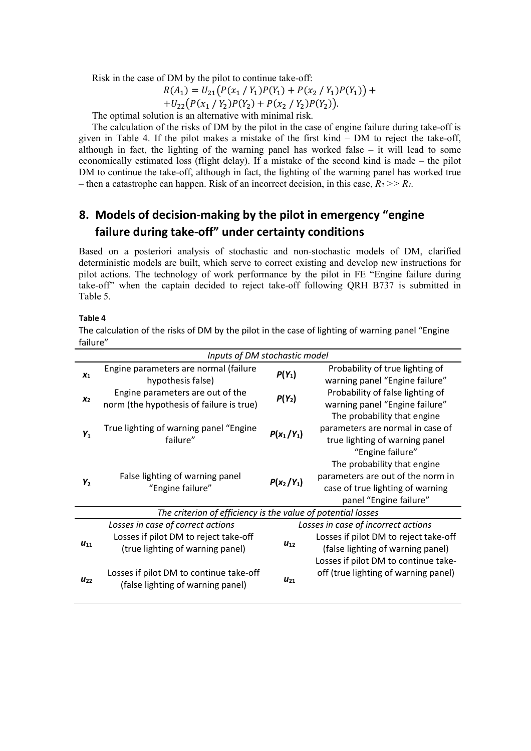Risk in the case of DM by the pilot to continue take-off:

$$R(A_1) = U_{21}\big(P(x_1 / Y_1)P(Y_1) + P(x_2 / Y_1)P(Y_1)\big) +$$
$$+U_{22}\big(P(x_1 / Y_2)P(Y_2) + P(x_2 / Y_2)P(Y_2)\big).$$

The optimal solution is an alternative with minimal risk.

The calculation of the risks of DM by the pilot in the case of engine failure during take-off is given in Table 4. If the pilot makes a mistake of the first kind – DM to reject the take-off, although in fact, the lighting of the warning panel has worked false – it will lead to some economically estimated loss (flight delay). If a mistake of the second kind is made – the pilot DM to continue the take-off, although in fact, the lighting of the warning panel has worked true – then a catastrophe can happen. Risk of an incorrect decision, in this case, $R_2 >> R_1$.

## 8. Models of decision-making by the pilot in emergency "engine failure during take-off" under certainty conditions

Based on a posteriori analysis of stochastic and non-stochastic models of DM, clarified deterministic models are built, which serve to correct existing and develop new instructions for pilot actions. The technology of work performance by the pilot in FE "Engine failure during take-off" when the captain decided to reject take-off following QRH B737 is submitted in Table 5.

**Table 4**

The calculation of the risks of DM by the pilot in the case of lighting of warning panel "Engine failure"

| *Inputs of DM stochastic model* | | | |
|---|---|---|---|
| $x_1$ | Engine parameters are normal (failure hypothesis false) | $P(Y_1)$ | Probability of true lighting of warning panel "Engine failure" |
| $x_2$ | Engine parameters are out of the norm (the hypothesis of failure is true) | $P(Y_2)$ | Probability of false lighting of warning panel "Engine failure" |
| $Y_1$ | True lighting of warning panel "Engine failure" | $P(x_1/Y_1)$ | The probability that engine parameters are normal in case of true lighting of warning panel "Engine failure" |
| $Y_2$ | False lighting of warning panel "Engine failure" | $P(x_2/Y_1)$ | The probability that engine parameters are out of the norm in case of true lighting of warning panel "Engine failure" |
| *The criterion of efficiency is the value of potential losses* | | | |
| | *Losses in case of correct actions* | | *Losses in case of incorrect actions* |
| $u_{11}$ | Losses if pilot DM to reject take-off (true lighting of warning panel) | $u_{12}$ | Losses if pilot DM to reject take-off (false lighting of warning panel) |
| $u_{22}$ | Losses if pilot DM to continue take-off (false lighting of warning panel) | $u_{21}$ | Losses if pilot DM to continue take-off (true lighting of warning panel) |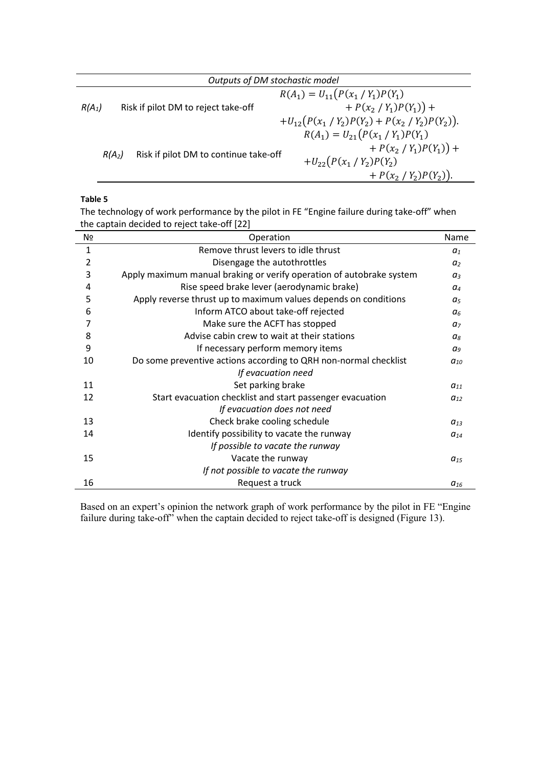| Outputs of DM stochastic model | | |
|---|---|---|
| $R(A_1)$ | Risk if pilot DM to reject take-off | $R(A_1) = U_{11}\big(P(x_1 / Y_1)P(Y_1) + P(x_2 / Y_1)P(Y_1)\big) + {+U_{12}}\big(P(x_1 / Y_2)P(Y_2) + P(x_2 / Y_2)P(Y_2)\big).$ |
| $R(A_2)$ | Risk if pilot DM to continue take-off | $R(A_1) = U_{21}\big(P(x_1 / Y_1)P(Y_1) + P(x_2 / Y_1)P(Y_1)\big) + {+U_{22}}\big(P(x_1 / Y_2)P(Y_2) + P(x_2 / Y_2)P(Y_2)\big).$ |

**Table 5**

The technology of work performance by the pilot in FE “Engine failure during take-off” when the captain decided to reject take-off [22]

| № | Operation | Name |
|---|---|---|
| 1 | Remove thrust levers to idle thrust | $a_1$ |
| 2 | Disengage the autothrottles | $a_2$ |
| 3 | Apply maximum manual braking or verify operation of autobrake system | $a_3$ |
| 4 | Rise speed brake lever (aerodynamic brake) | $a_4$ |
| 5 | Apply reverse thrust up to maximum values depends on conditions | $a_5$ |
| 6 | Inform ATCO about take-off rejected | $a_6$ |
| 7 | Make sure the ACFT has stopped | $a_7$ |
| 8 | Advise cabin crew to wait at their stations | $a_8$ |
| 9 | If necessary perform memory items | $a_9$ |
| 10 | Do some preventive actions according to QRH non-normal checklist | $a_{10}$ |
| | *If evacuation need* | |
| 11 | Set parking brake | $a_{11}$ |
| 12 | Start evacuation checklist and start passenger evacuation | $a_{12}$ |
| | *If evacuation does not need* | |
| 13 | Check brake cooling schedule | $a_{13}$ |
| 14 | Identify possibility to vacate the runway | $a_{14}$ |
| | *If possible to vacate the runway* | |
| 15 | Vacate the runway | $a_{15}$ |
| | *If not possible to vacate the runway* | |
| 16 | Request a truck | $a_{16}$ |

Based on an expert’s opinion the network graph of work performance by the pilot in FE “Engine failure during take-off” when the captain decided to reject take-off is designed (Figure 13).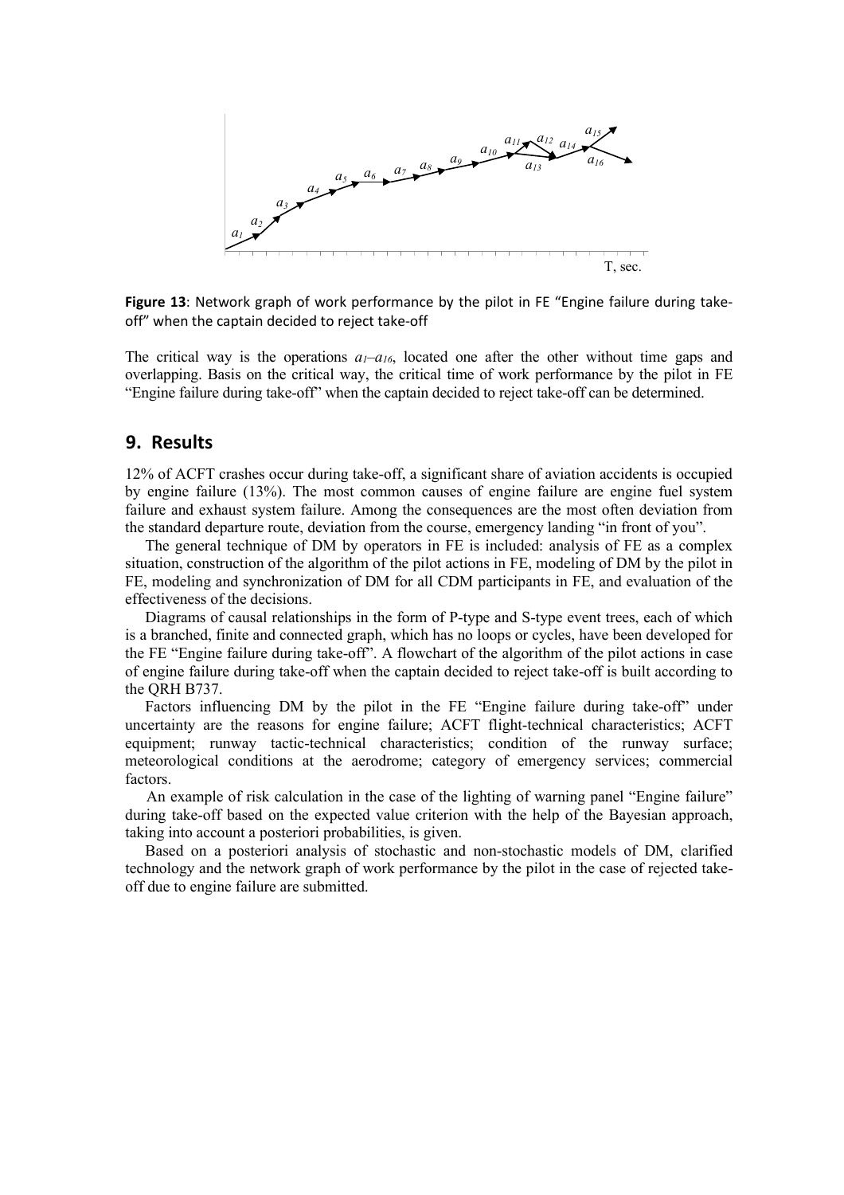**Figure 13**: Network graph of work performance by the pilot in FE "Engine failure during take-off" when the captain decided to reject take-off

The critical way is the operations $a_1$–$a_{16}$, located one after the other without time gaps and overlapping. Basis on the critical way, the critical time of work performance by the pilot in FE "Engine failure during take-off" when the captain decided to reject take-off can be determined.

## 9. Results

12% of ACFT crashes occur during take-off, a significant share of aviation accidents is occupied by engine failure (13%). The most common causes of engine failure are engine fuel system failure and exhaust system failure. Among the consequences are the most often deviation from the standard departure route, deviation from the course, emergency landing "in front of you".

The general technique of DM by operators in FE is included: analysis of FE as a complex situation, construction of the algorithm of the pilot actions in FE, modeling of DM by the pilot in FE, modeling and synchronization of DM for all CDM participants in FE, and evaluation of the effectiveness of the decisions.

Diagrams of causal relationships in the form of P-type and S-type event trees, each of which is a branched, finite and connected graph, which has no loops or cycles, have been developed for the FE "Engine failure during take-off". A flowchart of the algorithm of the pilot actions in case of engine failure during take-off when the captain decided to reject take-off is built according to the QRH B737.

Factors influencing DM by the pilot in the FE "Engine failure during take-off" under uncertainty are the reasons for engine failure; ACFT flight-technical characteristics; ACFT equipment; runway tactic-technical characteristics; condition of the runway surface; meteorological conditions at the aerodrome; category of emergency services; commercial factors.

An example of risk calculation in the case of the lighting of warning panel "Engine failure" during take-off based on the expected value criterion with the help of the Bayesian approach, taking into account a posteriori probabilities, is given.

Based on a posteriori analysis of stochastic and non-stochastic models of DM, clarified technology and the network graph of work performance by the pilot in the case of rejected take-off due to engine failure are submitted.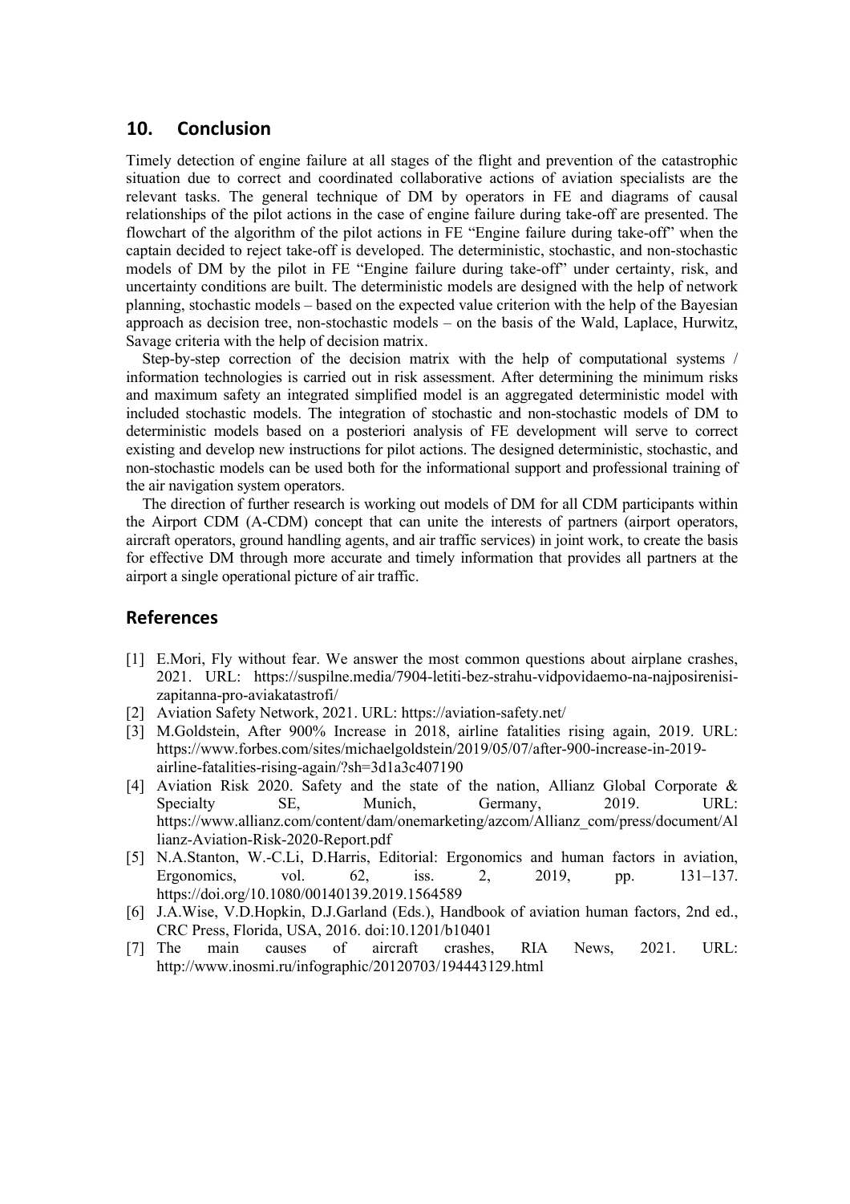## 10. Conclusion

Timely detection of engine failure at all stages of the flight and prevention of the catastrophic situation due to correct and coordinated collaborative actions of aviation specialists are the relevant tasks. The general technique of DM by operators in FE and diagrams of causal relationships of the pilot actions in the case of engine failure during take-off are presented. The flowchart of the algorithm of the pilot actions in FE "Engine failure during take-off" when the captain decided to reject take-off is developed. The deterministic, stochastic, and non-stochastic models of DM by the pilot in FE "Engine failure during take-off" under certainty, risk, and uncertainty conditions are built. The deterministic models are designed with the help of network planning, stochastic models – based on the expected value criterion with the help of the Bayesian approach as decision tree, non-stochastic models – on the basis of the Wald, Laplace, Hurwitz, Savage criteria with the help of decision matrix.

Step-by-step correction of the decision matrix with the help of computational systems / information technologies is carried out in risk assessment. After determining the minimum risks and maximum safety an integrated simplified model is an aggregated deterministic model with included stochastic models. The integration of stochastic and non-stochastic models of DM to deterministic models based on a posteriori analysis of FE development will serve to correct existing and develop new instructions for pilot actions. The designed deterministic, stochastic, and non-stochastic models can be used both for the informational support and professional training of the air navigation system operators.

The direction of further research is working out models of DM for all CDM participants within the Airport CDM (A-CDM) concept that can unite the interests of partners (airport operators, aircraft operators, ground handling agents, and air traffic services) in joint work, to create the basis for effective DM through more accurate and timely information that provides all partners at the airport a single operational picture of air traffic.

## References

[1] E.Mori, Fly without fear. We answer the most common questions about airplane crashes, 2021. URL: https://suspilne.media/7904-letiti-bez-strahu-vidpovidaemo-na-najposirenisi-zapitanna-pro-aviakatastrofi/

[2] Aviation Safety Network, 2021. URL: https://aviation-safety.net/

[3] M.Goldstein, After 900% Increase in 2018, airline fatalities rising again, 2019. URL: https://www.forbes.com/sites/michaelgoldstein/2019/05/07/after-900-increase-in-2019-airline-fatalities-rising-again/?sh=3d1a3c407190

[4] Aviation Risk 2020. Safety and the state of the nation, Allianz Global Corporate & Specialty SE, Munich, Germany, 2019. URL: https://www.allianz.com/content/dam/onemarketing/azcom/Allianz_com/press/document/Allianz-Aviation-Risk-2020-Report.pdf

[5] N.A.Stanton, W.-C.Li, D.Harris, Editorial: Ergonomics and human factors in aviation, Ergonomics, vol. 62, iss. 2, 2019, pp. 131–137. https://doi.org/10.1080/00140139.2019.1564589

[6] J.A.Wise, V.D.Hopkin, D.J.Garland (Eds.), Handbook of aviation human factors, 2nd ed., CRC Press, Florida, USA, 2016. doi:10.1201/b10401

[7] The main causes of aircraft crashes, RIA News, 2021. URL: http://www.inosmi.ru/infographic/20120703/194443129.html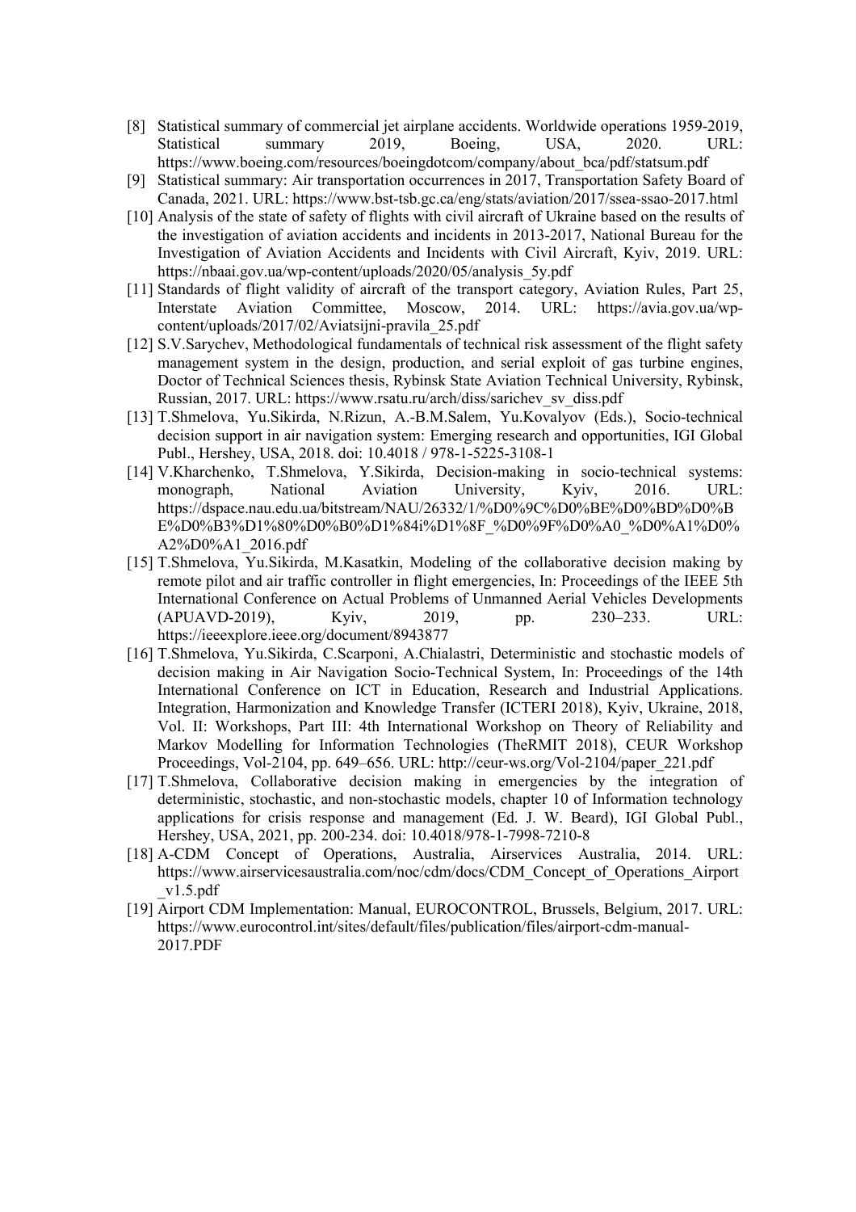[8] Statistical summary of commercial jet airplane accidents. Worldwide operations 1959-2019, Statistical summary 2019, Boeing, USA, 2020. URL: https://www.boeing.com/resources/boeingdotcom/company/about_bca/pdf/statsum.pdf

[9] Statistical summary: Air transportation occurrences in 2017, Transportation Safety Board of Canada, 2021. URL: https://www.bst-tsb.gc.ca/eng/stats/aviation/2017/ssea-ssao-2017.html

[10] Analysis of the state of safety of flights with civil aircraft of Ukraine based on the results of the investigation of aviation accidents and incidents in 2013-2017, National Bureau for the Investigation of Aviation Accidents and Incidents with Civil Aircraft, Kyiv, 2019. URL: https://nbaai.gov.ua/wp-content/uploads/2020/05/analysis_5y.pdf

[11] Standards of flight validity of aircraft of the transport category, Aviation Rules, Part 25, Interstate Aviation Committee, Moscow, 2014. URL: https://avia.gov.ua/wp-content/uploads/2017/02/Aviatsijni-pravila_25.pdf

[12] S.V.Sarychev, Methodological fundamentals of technical risk assessment of the flight safety management system in the design, production, and serial exploit of gas turbine engines, Doctor of Technical Sciences thesis, Rybinsk State Aviation Technical University, Rybinsk, Russian, 2017. URL: https://www.rsatu.ru/arch/diss/sarichev_sv_diss.pdf

[13] T.Shmelova, Yu.Sikirda, N.Rizun, A.-B.M.Salem, Yu.Kovalyov (Eds.), Socio-technical decision support in air navigation system: Emerging research and opportunities, IGI Global Publ., Hershey, USA, 2018. doi: 10.4018 / 978-1-5225-3108-1

[14] V.Kharchenko, T.Shmelova, Y.Sikirda, Decision-making in socio-technical systems: monograph, National Aviation University, Kyiv, 2016. URL: https://dspace.nau.edu.ua/bitstream/NAU/26332/1/%D0%9C%D0%BE%D0%BD%D0%BE%D0%B3%D1%80%D0%B0%D1%84i%D1%8F_%D0%9F%D0%A0_%D0%A1%D0%A2%D0%A1_2016.pdf

[15] T.Shmelova, Yu.Sikirda, M.Kasatkin, Modeling of the collaborative decision making by remote pilot and air traffic controller in flight emergencies, In: Proceedings of the IEEE 5th International Conference on Actual Problems of Unmanned Aerial Vehicles Developments (APUAVD-2019), Kyiv, 2019, pp. 230–233. URL: https://ieeexplore.ieee.org/document/8943877

[16] T.Shmelova, Yu.Sikirda, C.Scarponi, A.Chialastri, Deterministic and stochastic models of decision making in Air Navigation Socio-Technical System, In: Proceedings of the 14th International Conference on ICT in Education, Research and Industrial Applications. Integration, Harmonization and Knowledge Transfer (ICTERI 2018), Kyiv, Ukraine, 2018, Vol. II: Workshops, Part III: 4th International Workshop on Theory of Reliability and Markov Modelling for Information Technologies (TheRMIT 2018), CEUR Workshop Proceedings, Vol-2104, pp. 649–656. URL: http://ceur-ws.org/Vol-2104/paper_221.pdf

[17] T.Shmelova, Collaborative decision making in emergencies by the integration of deterministic, stochastic, and non-stochastic models, chapter 10 of Information technology applications for crisis response and management (Ed. J. W. Beard), IGI Global Publ., Hershey, USA, 2021, pp. 200-234. doi: 10.4018/978-1-7998-7210-8

[18] A-CDM Concept of Operations, Australia, Airservices Australia, 2014. URL: https://www.airservicesaustralia.com/noc/cdm/docs/CDM_Concept_of_Operations_Airport_v1.5.pdf

[19] Airport CDM Implementation: Manual, EUROCONTROL, Brussels, Belgium, 2017. URL: https://www.eurocontrol.int/sites/default/files/publication/files/airport-cdm-manual-2017.PDF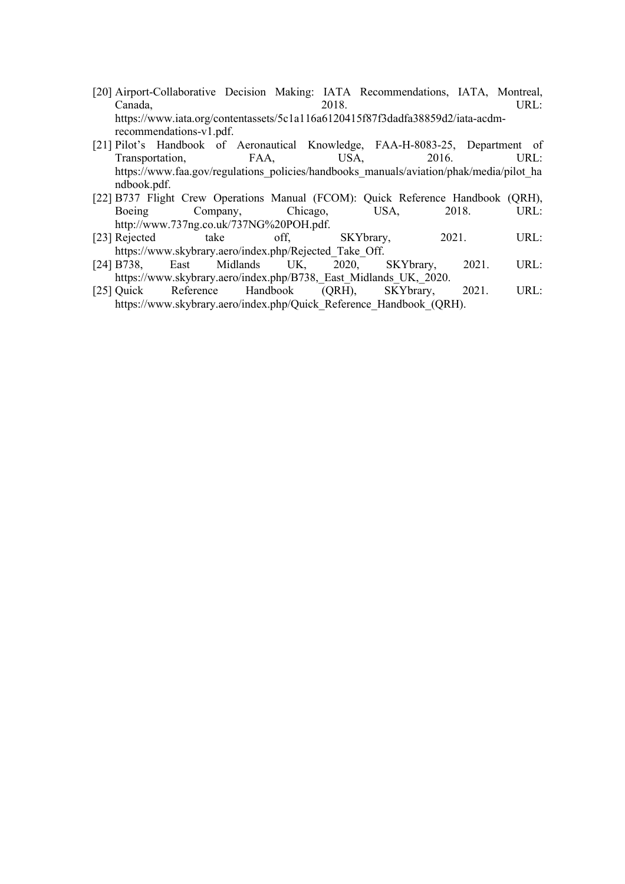[20] Airport-Collaborative Decision Making: IATA Recommendations, IATA, Montreal, Canada, 2018. URL: https://www.iata.org/contentassets/5c1a116a6120415f87f3dadfa38859d2/iata-acdm-recommendations-v1.pdf.

[21] Pilot's Handbook of Aeronautical Knowledge, FAA-H-8083-25, Department of Transportation, FAA, USA, 2016. URL: https://www.faa.gov/regulations_policies/handbooks_manuals/aviation/phak/media/pilot_handbook.pdf.

[22] B737 Flight Crew Operations Manual (FCOM): Quick Reference Handbook (QRH), Boeing Company, Chicago, USA, 2018. URL: http://www.737ng.co.uk/737NG%20POH.pdf.

[23] Rejected take off, SKYbrary, 2021. URL: https://www.skybrary.aero/index.php/Rejected_Take_Off.

[24] B738, East Midlands UK, 2020, SKYbrary, 2021. URL: https://www.skybrary.aero/index.php/B738,_East_Midlands_UK,_2020.

[25] Quick Reference Handbook (QRH), SKYbrary, 2021. URL: https://www.skybrary.aero/index.php/Quick_Reference_Handbook_(QRH).